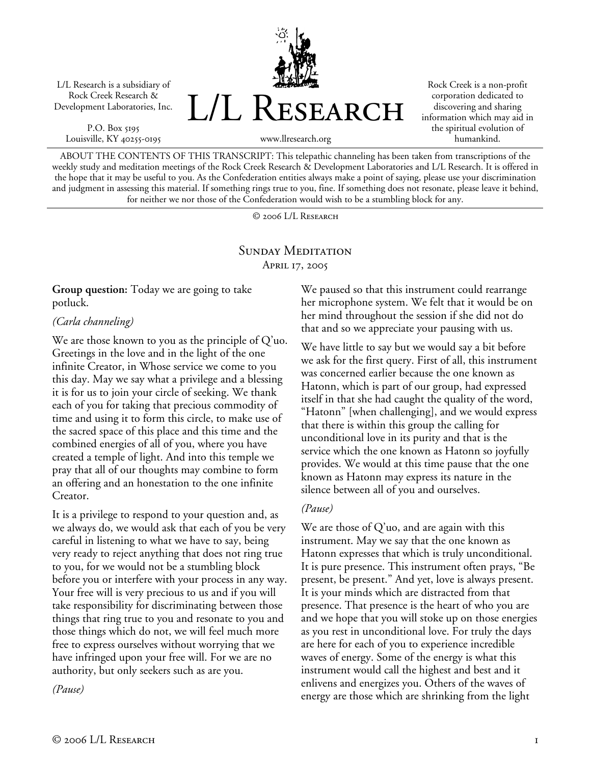L/L Research is a subsidiary of Rock Creek Research & Development Laboratories, Inc.

P.O. Box 5195
Louisville, KY 40255-0195

# L/L Research

www.llresearch.org

Rock Creek is a non-profit corporation dedicated to discovering and sharing information which may aid in the spiritual evolution of humankind.

ABOUT THE CONTENTS OF THIS TRANSCRIPT: This telepathic channeling has been taken from transcriptions of the weekly study and meditation meetings of the Rock Creek Research & Development Laboratories and L/L Research. It is offered in the hope that it may be useful to you. As the Confederation entities always make a point of saying, please use your discrimination and judgment in assessing this material. If something rings true to you, fine. If something does not resonate, please leave it behind, for neither we nor those of the Confederation would wish to be a stumbling block for any.

© 2006 L/L Research

## Sunday Meditation

April 17, 2005

**Group question:** Today we are going to take potluck.

*(Carla channeling)*

We are those known to you as the principle of Q'uo. Greetings in the love and in the light of the one infinite Creator, in Whose service we come to you this day. May we say what a privilege and a blessing it is for us to join your circle of seeking. We thank each of you for taking that precious commodity of time and using it to form this circle, to make use of the sacred space of this place and this time and the combined energies of all of you, where you have created a temple of light. And into this temple we pray that all of our thoughts may combine to form an offering and an honestation to the one infinite Creator.

It is a privilege to respond to your question and, as we always do, we would ask that each of you be very careful in listening to what we have to say, being very ready to reject anything that does not ring true to you, for we would not be a stumbling block before you or interfere with your process in any way. Your free will is very precious to us and if you will take responsibility for discriminating between those things that ring true to you and resonate to you and those things which do not, we will feel much more free to express ourselves without worrying that we have infringed upon your free will. For we are no authority, but only seekers such as are you.

*(Pause)*

We paused so that this instrument could rearrange her microphone system. We felt that it would be on her mind throughout the session if she did not do that and so we appreciate your pausing with us.

We have little to say but we would say a bit before we ask for the first query. First of all, this instrument was concerned earlier because the one known as Hatonn, which is part of our group, had expressed itself in that she had caught the quality of the word, "Hatonn" [when challenging], and we would express that there is within this group the calling for unconditional love in its purity and that is the service which the one known as Hatonn so joyfully provides. We would at this time pause that the one known as Hatonn may express its nature in the silence between all of you and ourselves.

*(Pause)*

We are those of Q'uo, and are again with this instrument. May we say that the one known as Hatonn expresses that which is truly unconditional. It is pure presence. This instrument often prays, "Be present, be present." And yet, love is always present. It is your minds which are distracted from that presence. That presence is the heart of who you are and we hope that you will stoke up on those energies as you rest in unconditional love. For truly the days are here for each of you to experience incredible waves of energy. Some of the energy is what this instrument would call the highest and best and it enlivens and energizes you. Others of the waves of energy are those which are shrinking from the light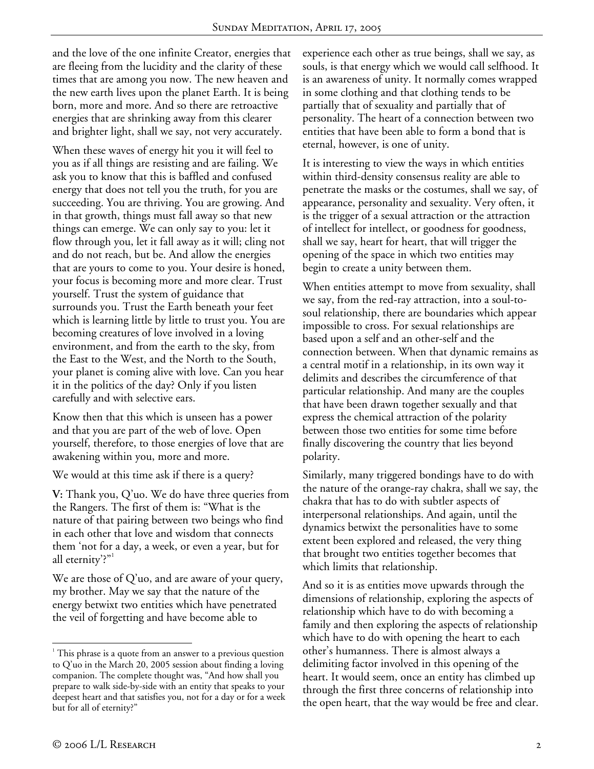and the love of the one infinite Creator, energies that are fleeing from the lucidity and the clarity of these times that are among you now. The new heaven and the new earth lives upon the planet Earth. It is being born, more and more. And so there are retroactive energies that are shrinking away from this clearer and brighter light, shall we say, not very accurately.

When these waves of energy hit you it will feel to you as if all things are resisting and are failing. We ask you to know that this is baffled and confused energy that does not tell you the truth, for you are succeeding. You are thriving. You are growing. And in that growth, things must fall away so that new things can emerge. We can only say to you: let it flow through you, let it fall away as it will; cling not and do not reach, but be. And allow the energies that are yours to come to you. Your desire is honed, your focus is becoming more and more clear. Trust yourself. Trust the system of guidance that surrounds you. Trust the Earth beneath your feet which is learning little by little to trust you. You are becoming creatures of love involved in a loving environment, and from the earth to the sky, from the East to the West, and the North to the South, your planet is coming alive with love. Can you hear it in the politics of the day? Only if you listen carefully and with selective ears.

Know then that this which is unseen has a power and that you are part of the web of love. Open yourself, therefore, to those energies of love that are awakening within you, more and more.

We would at this time ask if there is a query?

**V:** Thank you, Q'uo. We do have three queries from the Rangers. The first of them is: "What is the nature of that pairing between two beings who find in each other that love and wisdom that connects them 'not for a day, a week, or even a year, but for all eternity'?"[1]

We are those of Q'uo, and are aware of your query, my brother. May we say that the nature of the energy betwixt two entities which have penetrated the veil of forgetting and have become able to experience each other as true beings, shall we say, as souls, is that energy which we would call selfhood. It is an awareness of unity. It normally comes wrapped in some clothing and that clothing tends to be partially that of sexuality and partially that of personality. The heart of a connection between two entities that have been able to form a bond that is eternal, however, is one of unity.

It is interesting to view the ways in which entities within third-density consensus reality are able to penetrate the masks or the costumes, shall we say, of appearance, personality and sexuality. Very often, it is the trigger of a sexual attraction or the attraction of intellect for intellect, or goodness for goodness, shall we say, heart for heart, that will trigger the opening of the space in which two entities may begin to create a unity between them.

When entities attempt to move from sexuality, shall we say, from the red-ray attraction, into a soul-to-soul relationship, there are boundaries which appear impossible to cross. For sexual relationships are based upon a self and an other-self and the connection between. When that dynamic remains as a central motif in a relationship, in its own way it delimits and describes the circumference of that particular relationship. And many are the couples that have been drawn together sexually and that express the chemical attraction of the polarity between those two entities for some time before finally discovering the country that lies beyond polarity.

Similarly, many triggered bondings have to do with the nature of the orange-ray chakra, shall we say, the chakra that has to do with subtler aspects of interpersonal relationships. And again, until the dynamics betwixt the personalities have to some extent been explored and released, the very thing that brought two entities together becomes that which limits that relationship.

And so it is as entities move upwards through the dimensions of relationship, exploring the aspects of relationship which have to do with becoming a family and then exploring the aspects of relationship which have to do with opening the heart to each other's humanness. There is almost always a delimiting factor involved in this opening of the heart. It would seem, once an entity has climbed up through the first three concerns of relationship into the open heart, that the way would be free and clear.

---

[1] This phrase is a quote from an answer to a previous question to Q'uo in the March 20, 2005 session about finding a loving companion. The complete thought was, "And how shall you prepare to walk side-by-side with an entity that speaks to your deepest heart and that satisfies you, not for a day or for a week but for all of eternity?"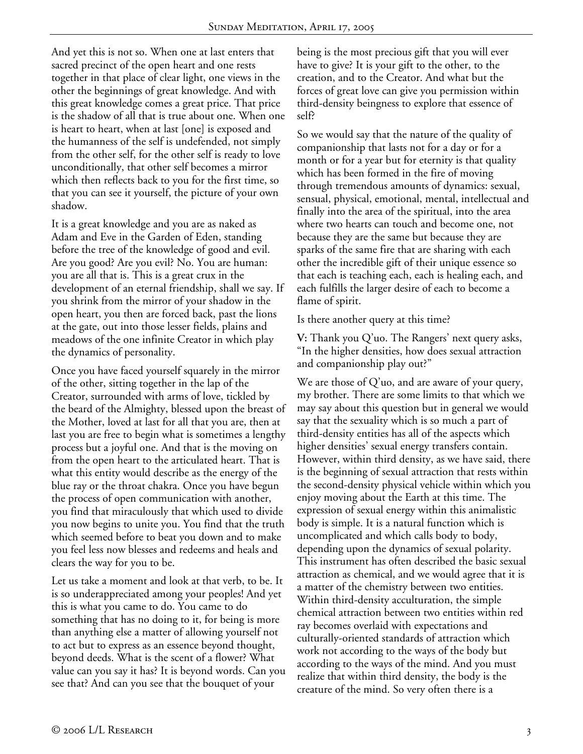And yet this is not so. When one at last enters that sacred precinct of the open heart and one rests together in that place of clear light, one views in the other the beginnings of great knowledge. And with this great knowledge comes a great price. That price is the shadow of all that is true about one. When one is heart to heart, when at last [one] is exposed and the humanness of the self is undefended, not simply from the other self, for the other self is ready to love unconditionally, that other self becomes a mirror which then reflects back to you for the first time, so that you can see it yourself, the picture of your own shadow.

It is a great knowledge and you are as naked as Adam and Eve in the Garden of Eden, standing before the tree of the knowledge of good and evil. Are you good? Are you evil? No. You are human: you are all that is. This is a great crux in the development of an eternal friendship, shall we say. If you shrink from the mirror of your shadow in the open heart, you then are forced back, past the lions at the gate, out into those lesser fields, plains and meadows of the one infinite Creator in which play the dynamics of personality.

Once you have faced yourself squarely in the mirror of the other, sitting together in the lap of the Creator, surrounded with arms of love, tickled by the beard of the Almighty, blessed upon the breast of the Mother, loved at last for all that you are, then at last you are free to begin what is sometimes a lengthy process but a joyful one. And that is the moving on from the open heart to the articulated heart. That is what this entity would describe as the energy of the blue ray or the throat chakra. Once you have begun the process of open communication with another, you find that miraculously that which used to divide you now begins to unite you. You find that the truth which seemed before to beat you down and to make you feel less now blesses and redeems and heals and clears the way for you to be.

Let us take a moment and look at that verb, to be. It is so underappreciated among your peoples! And yet this is what you came to do. You came to do something that has no doing to it, for being is more than anything else a matter of allowing yourself not to act but to express as an essence beyond thought, beyond deeds. What is the scent of a flower? What value can you say it has? It is beyond words. Can you see that? And can you see that the bouquet of your being is the most precious gift that you will ever have to give? It is your gift to the other, to the creation, and to the Creator. And what but the forces of great love can give you permission within third-density beingness to explore that essence of self?

So we would say that the nature of the quality of companionship that lasts not for a day or for a month or for a year but for eternity is that quality which has been formed in the fire of moving through tremendous amounts of dynamics: sexual, sensual, physical, emotional, mental, intellectual and finally into the area of the spiritual, into the area where two hearts can touch and become one, not because they are the same but because they are sparks of the same fire that are sharing with each other the incredible gift of their unique essence so that each is teaching each, each is healing each, and each fulfills the larger desire of each to become a flame of spirit.

Is there another query at this time?

**V:** Thank you Q'uo. The Rangers' next query asks, "In the higher densities, how does sexual attraction and companionship play out?"

We are those of Q'uo, and are aware of your query, my brother. There are some limits to that which we may say about this question but in general we would say that the sexuality which is so much a part of third-density entities has all of the aspects which higher densities' sexual energy transfers contain. However, within third density, as we have said, there is the beginning of sexual attraction that rests within the second-density physical vehicle within which you enjoy moving about the Earth at this time. The expression of sexual energy within this animalistic body is simple. It is a natural function which is uncomplicated and which calls body to body, depending upon the dynamics of sexual polarity. This instrument has often described the basic sexual attraction as chemical, and we would agree that it is a matter of the chemistry between two entities. Within third-density acculturation, the simple chemical attraction between two entities within red ray becomes overlaid with expectations and culturally-oriented standards of attraction which work not according to the ways of the body but according to the ways of the mind. And you must realize that within third density, the body is the creature of the mind. So very often there is a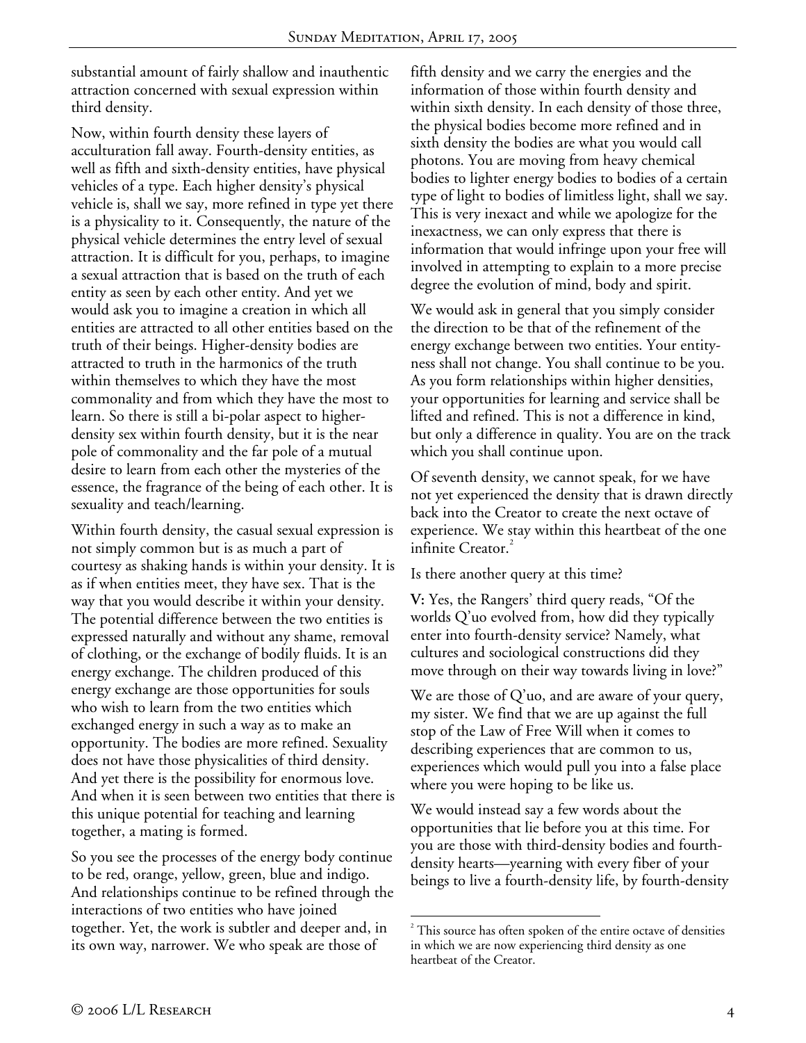substantial amount of fairly shallow and inauthentic attraction concerned with sexual expression within third density.

Now, within fourth density these layers of acculturation fall away. Fourth-density entities, as well as fifth and sixth-density entities, have physical vehicles of a type. Each higher density's physical vehicle is, shall we say, more refined in type yet there is a physicality to it. Consequently, the nature of the physical vehicle determines the entry level of sexual attraction. It is difficult for you, perhaps, to imagine a sexual attraction that is based on the truth of each entity as seen by each other entity. And yet we would ask you to imagine a creation in which all entities are attracted to all other entities based on the truth of their beings. Higher-density bodies are attracted to truth in the harmonics of the truth within themselves to which they have the most commonality and from which they have the most to learn. So there is still a bi-polar aspect to higher-density sex within fourth density, but it is the near pole of commonality and the far pole of a mutual desire to learn from each other the mysteries of the essence, the fragrance of the being of each other. It is sexuality and teach/learning.

Within fourth density, the casual sexual expression is not simply common but is as much a part of courtesy as shaking hands is within your density. It is as if when entities meet, they have sex. That is the way that you would describe it within your density. The potential difference between the two entities is expressed naturally and without any shame, removal of clothing, or the exchange of bodily fluids. It is an energy exchange. The children produced of this energy exchange are those opportunities for souls who wish to learn from the two entities which exchanged energy in such a way as to make an opportunity. The bodies are more refined. Sexuality does not have those physicalities of third density. And yet there is the possibility for enormous love. And when it is seen between two entities that there is this unique potential for teaching and learning together, a mating is formed.

So you see the processes of the energy body continue to be red, orange, yellow, green, blue and indigo. And relationships continue to be refined through the interactions of two entities who have joined together. Yet, the work is subtler and deeper and, in its own way, narrower. We who speak are those of fifth density and we carry the energies and the information of those within fourth density and within sixth density. In each density of those three, the physical bodies become more refined and in sixth density the bodies are what you would call photons. You are moving from heavy chemical bodies to lighter energy bodies to bodies of a certain type of light to bodies of limitless light, shall we say. This is very inexact and while we apologize for the inexactness, we can only express that there is information that would infringe upon your free will involved in attempting to explain to a more precise degree the evolution of mind, body and spirit.

We would ask in general that you simply consider the direction to be that of the refinement of the energy exchange between two entities. Your entity-ness shall not change. You shall continue to be you. As you form relationships within higher densities, your opportunities for learning and service shall be lifted and refined. This is not a difference in kind, but only a difference in quality. You are on the track which you shall continue upon.

Of seventh density, we cannot speak, for we have not yet experienced the density that is drawn directly back into the Creator to create the next octave of experience. We stay within this heartbeat of the one infinite Creator.[2]

Is there another query at this time?

**V:** Yes, the Rangers' third query reads, "Of the worlds Q'uo evolved from, how did they typically enter into fourth-density service? Namely, what cultures and sociological constructions did they move through on their way towards living in love?"

We are those of Q'uo, and are aware of your query, my sister. We find that we are up against the full stop of the Law of Free Will when it comes to describing experiences that are common to us, experiences which would pull you into a false place where you were hoping to be like us.

We would instead say a few words about the opportunities that lie before you at this time. For you are those with third-density bodies and fourth-density hearts—yearning with every fiber of your beings to live a fourth-density life, by fourth-density

[2] This source has often spoken of the entire octave of densities in which we are now experiencing third density as one heartbeat of the Creator.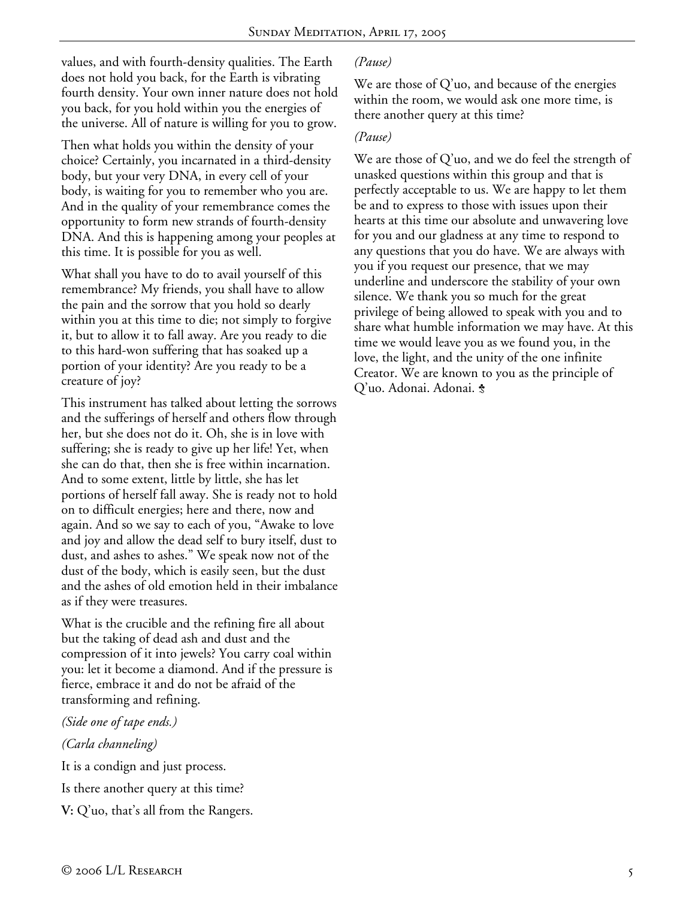values, and with fourth-density qualities. The Earth does not hold you back, for the Earth is vibrating fourth density. Your own inner nature does not hold you back, for you hold within you the energies of the universe. All of nature is willing for you to grow.

Then what holds you within the density of your choice? Certainly, you incarnated in a third-density body, but your very DNA, in every cell of your body, is waiting for you to remember who you are. And in the quality of your remembrance comes the opportunity to form new strands of fourth-density DNA. And this is happening among your peoples at this time. It is possible for you as well.

What shall you have to do to avail yourself of this remembrance? My friends, you shall have to allow the pain and the sorrow that you hold so dearly within you at this time to die; not simply to forgive it, but to allow it to fall away. Are you ready to die to this hard-won suffering that has soaked up a portion of your identity? Are you ready to be a creature of joy?

This instrument has talked about letting the sorrows and the sufferings of herself and others flow through her, but she does not do it. Oh, she is in love with suffering; she is ready to give up her life! Yet, when she can do that, then she is free within incarnation. And to some extent, little by little, she has let portions of herself fall away. She is ready not to hold on to difficult energies; here and there, now and again. And so we say to each of you, "Awake to love and joy and allow the dead self to bury itself, dust to dust, and ashes to ashes." We speak now not of the dust of the body, which is easily seen, but the dust and the ashes of old emotion held in their imbalance as if they were treasures.

What is the crucible and the refining fire all about but the taking of dead ash and dust and the compression of it into jewels? You carry coal within you: let it become a diamond. And if the pressure is fierce, embrace it and do not be afraid of the transforming and refining.

*(Side one of tape ends.)*

*(Carla channeling)*

It is a condign and just process.

Is there another query at this time?

**V:** Q'uo, that's all from the Rangers.

*(Pause)*

We are those of Q'uo, and because of the energies within the room, we would ask one more time, is there another query at this time?

*(Pause)*

We are those of Q'uo, and we do feel the strength of unasked questions within this group and that is perfectly acceptable to us. We are happy to let them be and to express to those with issues upon their hearts at this time our absolute and unwavering love for you and our gladness at any time to respond to any questions that you do have. We are always with you if you request our presence, that we may underline and underscore the stability of your own silence. We thank you so much for the great privilege of being allowed to speak with you and to share what humble information we may have. At this time we would leave you as we found you, in the love, the light, and the unity of the one infinite Creator. We are known to you as the principle of Q'uo. Adonai. Adonai. ♰